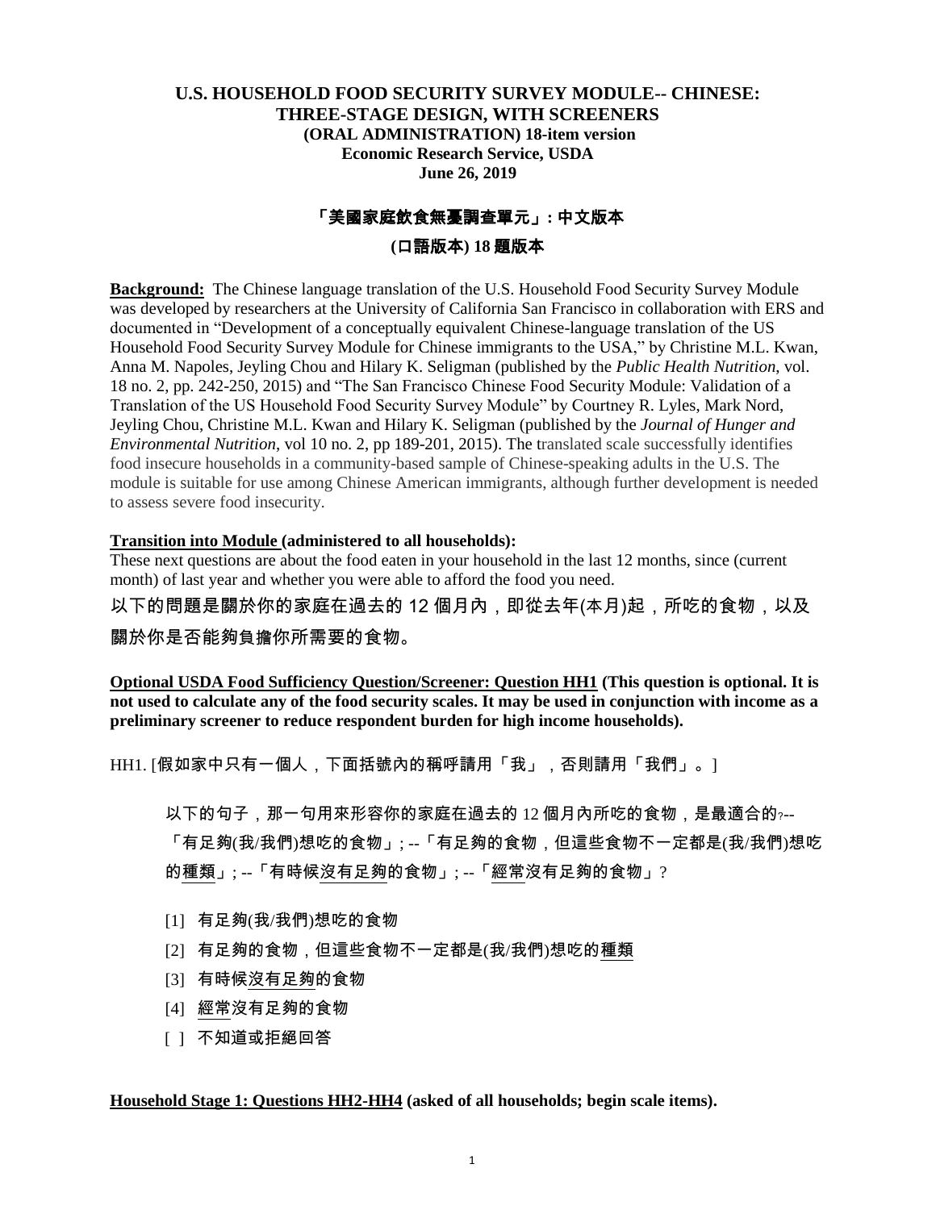**U.S. HOUSEHOLD FOOD SECURITY SURVEY MODULE-- CHINESE:**
**THREE-STAGE DESIGN, WITH SCREENERS**
**(ORAL ADMINISTRATION) 18-item version**
**Economic Research Service, USDA**
**June 26, 2019**

# 「美國家庭飲食無憂調查單元」：中文版本

## (口語版本) 18 題版本

**Background:** The Chinese language translation of the U.S. Household Food Security Survey Module was developed by researchers at the University of California San Francisco in collaboration with ERS and documented in "Development of a conceptually equivalent Chinese-language translation of the US Household Food Security Survey Module for Chinese immigrants to the USA," by Christine M.L. Kwan, Anna M. Napoles, Jeyling Chou and Hilary K. Seligman (published by the *Public Health Nutrition*, vol. 18 no. 2, pp. 242-250, 2015) and "The San Francisco Chinese Food Security Module: Validation of a Translation of the US Household Food Security Survey Module" by Courtney R. Lyles, Mark Nord, Jeyling Chou, Christine M.L. Kwan and Hilary K. Seligman (published by the *Journal of Hunger and Environmental Nutrition*, vol 10 no. 2, pp 189-201, 2015). The translated scale successfully identifies food insecure households in a community-based sample of Chinese-speaking adults in the U.S. The module is suitable for use among Chinese American immigrants, although further development is needed to assess severe food insecurity.

**Transition into Module (administered to all households):**

These next questions are about the food eaten in your household in the last 12 months, since (current month) of last year and whether you were able to afford the food you need.

以下的問題是關於你的家庭在過去的 12 個月內，即從去年(本月)起，所吃的食物，以及關於你是否能夠負擔你所需要的食物。

**Optional USDA Food Sufficiency Question/Screener: Question HH1 (This question is optional. It is not used to calculate any of the food security scales. It may be used in conjunction with income as a preliminary screener to reduce respondent burden for high income households).**

HH1. [假如家中只有一個人，下面括號內的稱呼請用「我」，否則請用「我們」。]

以下的句子，那一句用來形容你的家庭在過去的 12 個月內所吃的食物，是最適合的?--「有足夠(我/我們)想吃的食物」; --「有足夠的食物，但這些食物不一定都是(我/我們)想吃的種類」; --「有時候沒有足夠的食物」; --「經常沒有足夠的食物」?

[1] 有足夠(我/我們)想吃的食物

[2] 有足夠的食物，但這些食物不一定都是(我/我們)想吃的種類

[3] 有時候沒有足夠的食物

[4] 經常沒有足夠的食物

[ ] 不知道或拒絕回答

**Household Stage 1: Questions HH2-HH4 (asked of all households; begin scale items).**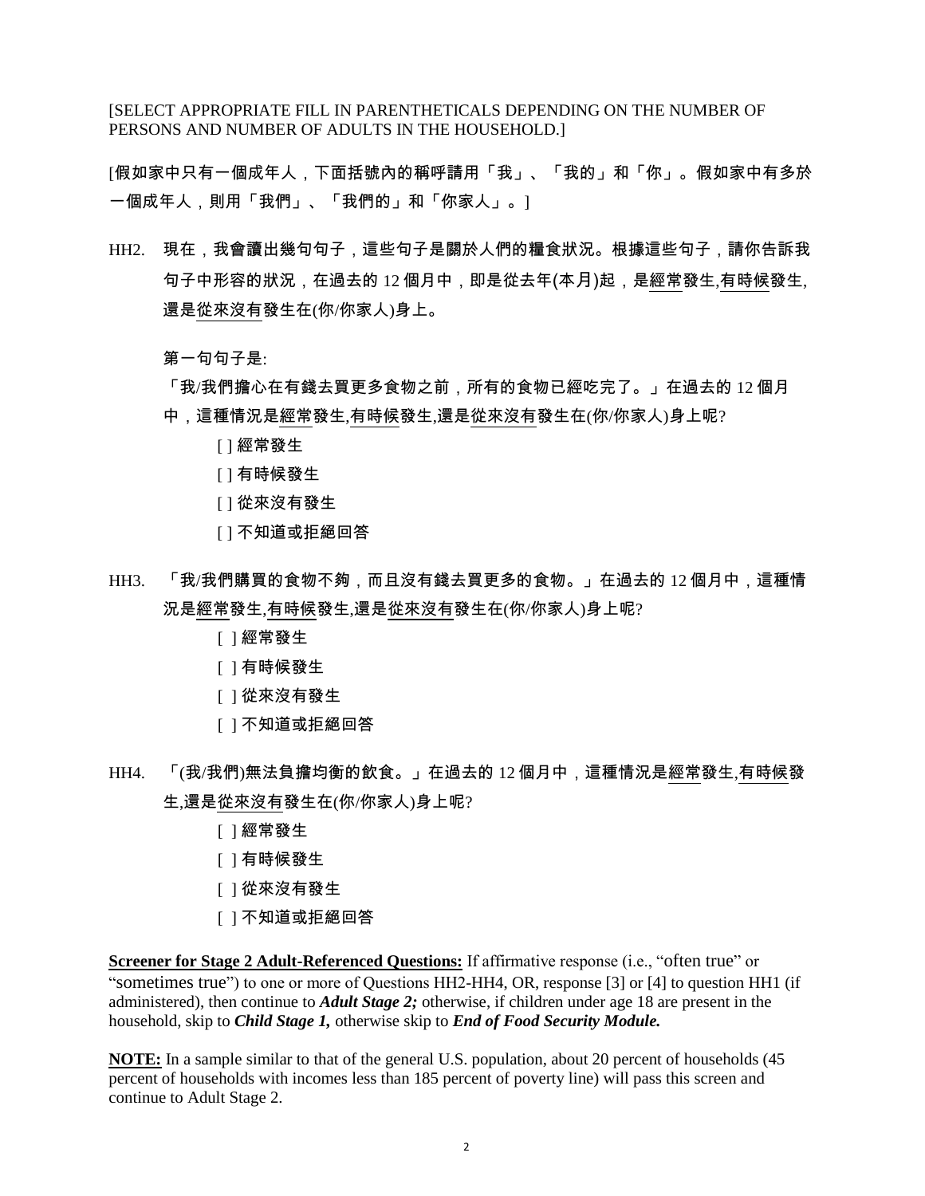[SELECT APPROPRIATE FILL IN PARENTHETICALS DEPENDING ON THE NUMBER OF PERSONS AND NUMBER OF ADULTS IN THE HOUSEHOLD.]

[假如家中只有一個成年人，下面括號內的稱呼請用「我」、「我的」和「你」。假如家中有多於一個成年人，則用「我們」、「我們的」和「你家人」。]

HH2. 現在，我會讀出幾句句子，這些句子是關於人們的糧食狀況。根據這些句子，請你告訴我句子中形容的狀況，在過去的 12 個月中，即是從去年(本月)起，是經常發生,有時候發生,還是從來沒有發生在(你/你家人)身上。

第一句句子是:

「我/我們擔心在有錢去買更多食物之前，所有的食物已經吃完了。」在過去的 12 個月中，這種情況是經常發生,有時候發生,還是從來沒有發生在(你/你家人)身上呢?

[ ] 經常發生

[ ] 有時候發生

[ ] 從來沒有發生

[ ] 不知道或拒絕回答

HH3. 「我/我們購買的食物不夠，而且沒有錢去買更多的食物。」在過去的 12 個月中，這種情況是經常發生,有時候發生,還是從來沒有發生在(你/你家人)身上呢?

[ ] 經常發生

[ ] 有時候發生

[ ] 從來沒有發生

[ ] 不知道或拒絕回答

HH4. 「(我/我們)無法負擔均衡的飲食。」在過去的 12 個月中，這種情況是經常發生,有時候發生,還是從來沒有發生在(你/你家人)身上呢?

[ ] 經常發生

[ ] 有時候發生

[ ] 從來沒有發生

[ ] 不知道或拒絕回答

**Screener for Stage 2 Adult-Referenced Questions:** If affirmative response (i.e., "often true" or "sometimes true") to one or more of Questions HH2-HH4, OR, response [3] or [4] to question HH1 (if administered), then continue to ***Adult Stage 2;*** otherwise, if children under age 18 are present in the household, skip to ***Child Stage 1,*** otherwise skip to ***End of Food Security Module.***

**NOTE:** In a sample similar to that of the general U.S. population, about 20 percent of households (45 percent of households with incomes less than 185 percent of poverty line) will pass this screen and continue to Adult Stage 2.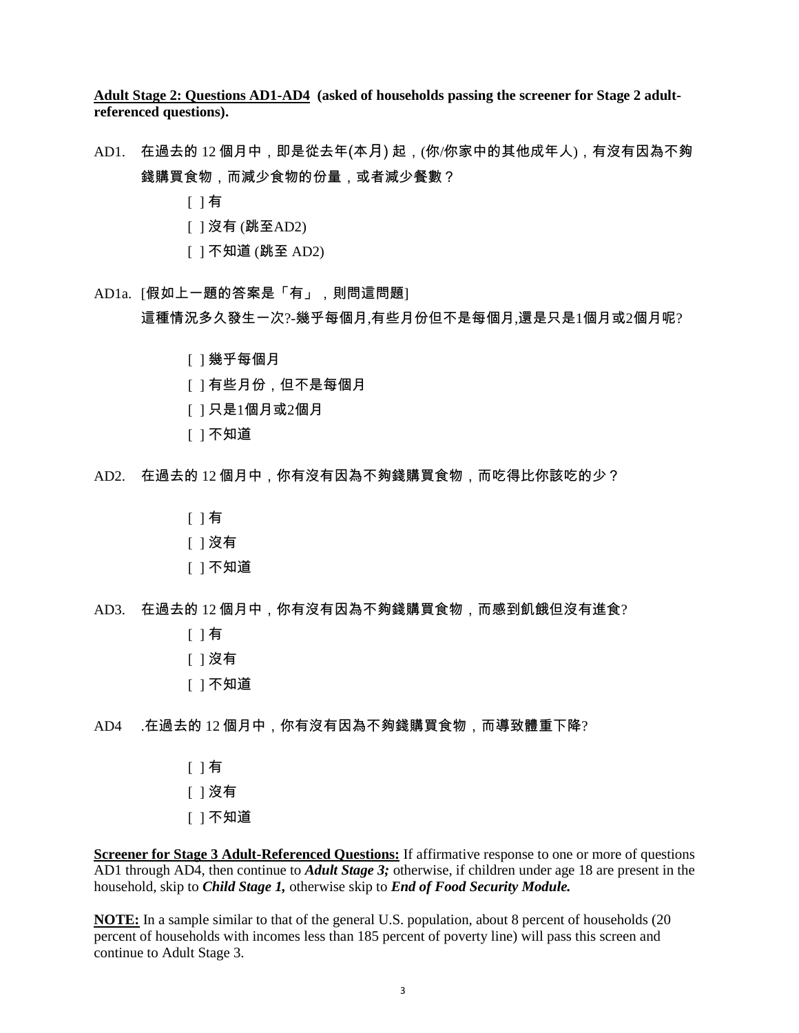**Adult Stage 2: Questions AD1-AD4 (asked of households passing the screener for Stage 2 adult-referenced questions).**

AD1. 在過去的 12 個月中，即是從去年(本月) 起，(你/你家中的其他成年人)，有沒有因為不夠錢購買食物，而減少食物的份量，或者減少餐數？

[ ] 有
[ ] 沒有 (跳至AD2)
[ ] 不知道 (跳至 AD2)

AD1a. [假如上一題的答案是「有」，則問這問題]
這種情況多久發生一次?-幾乎每個月,有些月份但不是每個月,還是只是1個月或2個月呢?

[ ] 幾乎每個月
[ ] 有些月份，但不是每個月
[ ] 只是1個月或2個月
[ ] 不知道

AD2. 在過去的 12 個月中，你有沒有因為不夠錢購買食物，而吃得比你該吃的少？

[ ] 有
[ ] 沒有
[ ] 不知道

AD3. 在過去的 12 個月中，你有沒有因為不夠錢購買食物，而感到飢餓但沒有進食?

[ ] 有
[ ] 沒有
[ ] 不知道

AD4 .在過去的 12 個月中，你有沒有因為不夠錢購買食物，而導致體重下降?

[ ] 有
[ ] 沒有
[ ] 不知道

**Screener for Stage 3 Adult-Referenced Questions:** If affirmative response to one or more of questions AD1 through AD4, then continue to ***Adult Stage 3;*** otherwise, if children under age 18 are present in the household, skip to ***Child Stage 1,*** otherwise skip to ***End of Food Security Module.***

**NOTE:** In a sample similar to that of the general U.S. population, about 8 percent of households (20 percent of households with incomes less than 185 percent of poverty line) will pass this screen and continue to Adult Stage 3.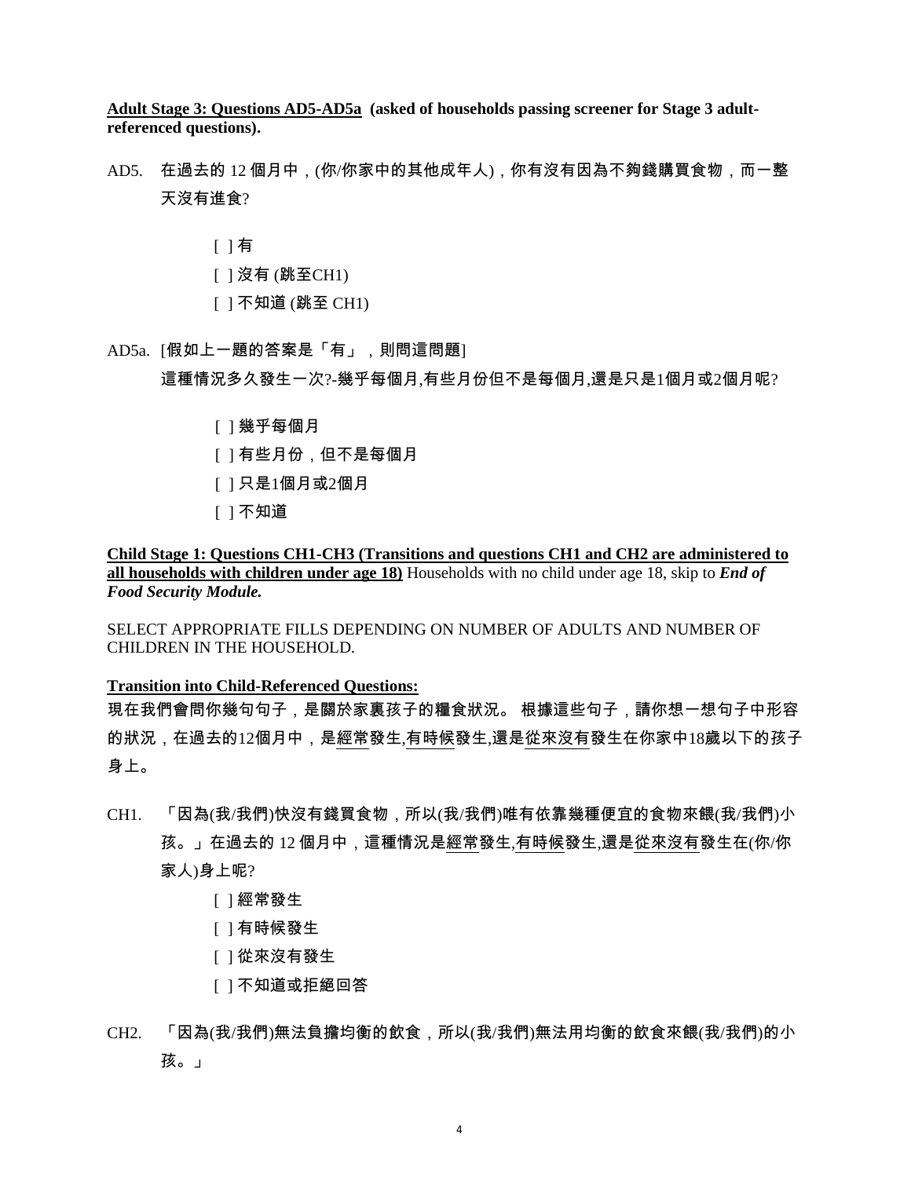**<u>Adult Stage 3: Questions AD5-AD5a</u> (asked of households passing screener for Stage 3 adult-referenced questions).**

AD5. 在過去的 12 個月中，(你/你家中的其他成年人)，你有沒有因為不夠錢購買食物，而一整天沒有進食?

[ ] 有
[ ] 沒有 (跳至CH1)
[ ] 不知道 (跳至 CH1)

AD5a. [假如上一題的答案是「有」，則問這問題]

這種情況多久發生一次?-幾乎每個月,有些月份但不是每個月,還是只是1個月或2個月呢?

[ ] 幾乎每個月
[ ] 有些月份，但不是每個月
[ ] 只是1個月或2個月
[ ] 不知道

**<u>Child Stage 1: Questions CH1-CH3 (Transitions and questions CH1 and CH2 are administered to all households with children under age 18)</u>** Households with no child under age 18, skip to ***End of Food Security Module.***

SELECT APPROPRIATE FILLS DEPENDING ON NUMBER OF ADULTS AND NUMBER OF CHILDREN IN THE HOUSEHOLD.

**<u>Transition into Child-Referenced Questions:</u>**

現在我們會問你幾句句子，是關於家裏孩子的糧食狀況。 根據這些句子，請你想一想句子中形容的狀況，在過去的12個月中，是<u>經常</u>發生,<u>有時候</u>發生,還是<u>從來沒有</u>發生在你家中18歲以下的孩子身上。

CH1. 「因為(我/我們)快沒有錢買食物，所以(我/我們)唯有依靠幾種便宜的食物來餵(我/我們)小孩。」在過去的 12 個月中，這種情況是<u>經常</u>發生,<u>有時候</u>發生,還是<u>從來沒有</u>發生在(你/你家人)身上呢?

[ ] 經常發生
[ ] 有時候發生
[ ] 從來沒有發生
[ ] 不知道或拒絕回答

CH2. 「因為(我/我們)無法負擔均衡的飲食，所以(我/我們)無法用均衡的飲食來餵(我/我們)的小孩。」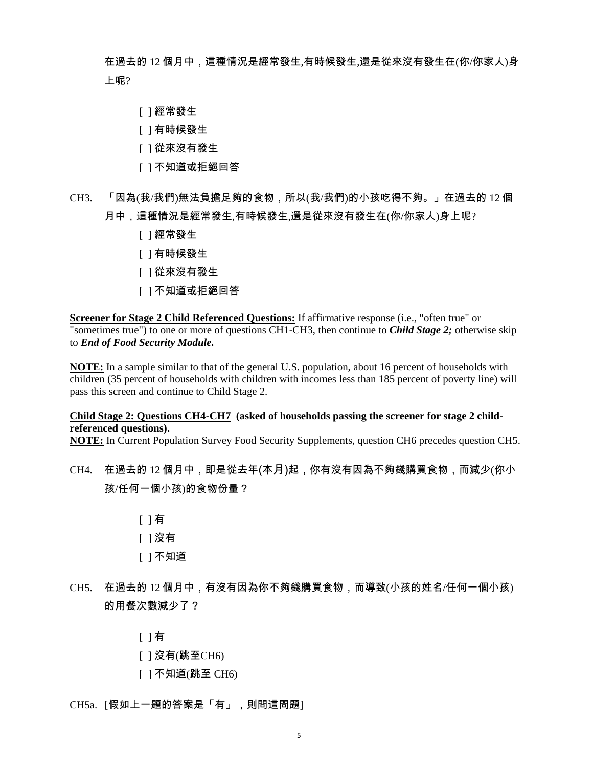在過去的 12 個月中，這種情況是經常發生,有時候發生,還是從來沒有發生在(你/你家人)身上呢?

[ ] 經常發生
[ ] 有時候發生
[ ] 從來沒有發生
[ ] 不知道或拒絕回答

CH3. 「因為(我/我們)無法負擔足夠的食物，所以(我/我們)的小孩吃得不夠。」在過去的 12 個月中，這種情況是經常發生,有時候發生,還是從來沒有發生在(你/你家人)身上呢?

[ ] 經常發生
[ ] 有時候發生
[ ] 從來沒有發生
[ ] 不知道或拒絕回答

**Screener for Stage 2 Child Referenced Questions:** If affirmative response (i.e., "often true" or "sometimes true") to one or more of questions CH1-CH3, then continue to ***Child Stage 2;*** otherwise skip to ***End of Food Security Module.***

**NOTE:** In a sample similar to that of the general U.S. population, about 16 percent of households with children (35 percent of households with children with incomes less than 185 percent of poverty line) will pass this screen and continue to Child Stage 2.

**Child Stage 2: Questions CH4-CH7 (asked of households passing the screener for stage 2 child-referenced questions).**

**NOTE:** In Current Population Survey Food Security Supplements, question CH6 precedes question CH5.

CH4. 在過去的 12 個月中，即是從去年(本月)起，你有沒有因為不夠錢購買食物，而減少(你小孩/任何一個小孩)的食物份量？

[ ] 有
[ ] 沒有
[ ] 不知道

CH5. 在過去的 12 個月中，有沒有因為你不夠錢購買食物，而導致(小孩的姓名/任何一個小孩)的用餐次數減少了？

[ ] 有
[ ] 沒有(跳至CH6)
[ ] 不知道(跳至 CH6)

CH5a. [假如上一題的答案是「有」，則問這問題]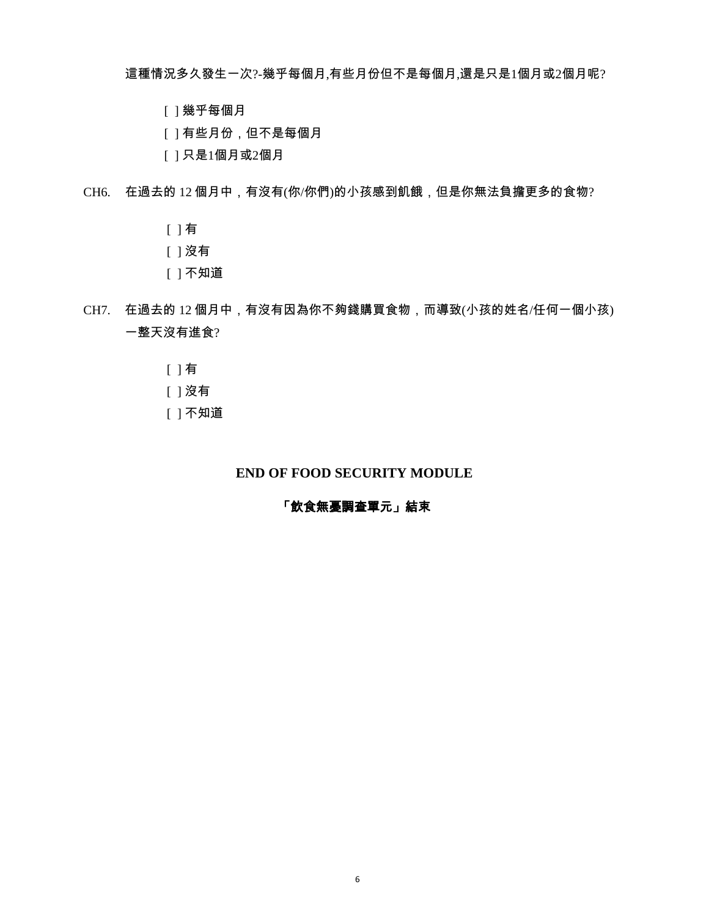這種情況多久發生一次?-幾乎每個月,有些月份但不是每個月,還是只是1個月或2個月呢?

[ ] 幾乎每個月
[ ] 有些月份，但不是每個月
[ ] 只是1個月或2個月

CH6. 在過去的 12 個月中，有沒有(你/你們)的小孩感到飢餓，但是你無法負擔更多的食物?

[ ] 有
[ ] 沒有
[ ] 不知道

CH7. 在過去的 12 個月中，有沒有因為你不夠錢購買食物，而導致(小孩的姓名/任何一個小孩)一整天沒有進食?

[ ] 有
[ ] 沒有
[ ] 不知道

**END OF FOOD SECURITY MODULE**

**「飲食無憂調查單元」結束**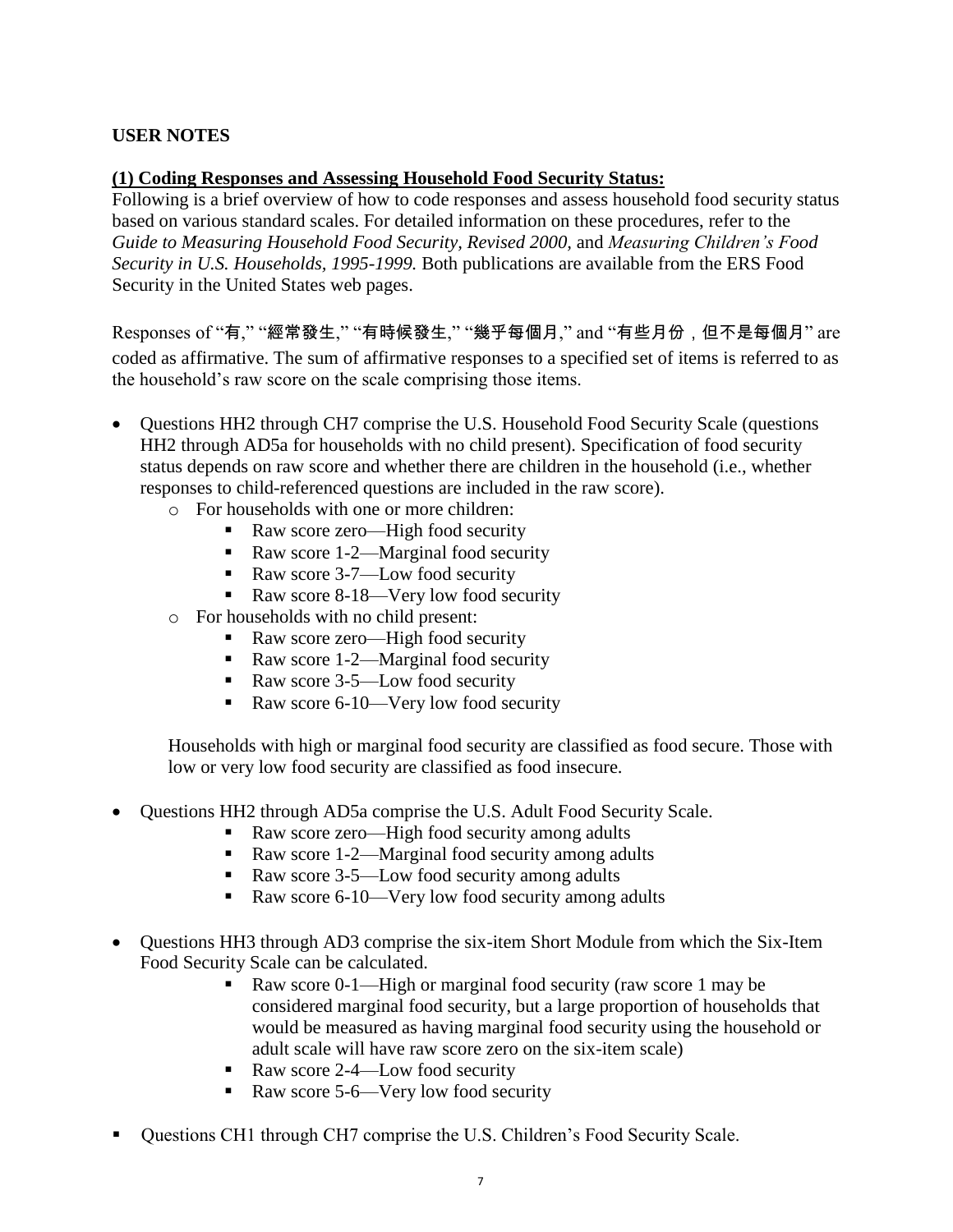**USER NOTES**

**(1) Coding Responses and Assessing Household Food Security Status:**

Following is a brief overview of how to code responses and assess household food security status based on various standard scales. For detailed information on these procedures, refer to the *Guide to Measuring Household Food Security, Revised 2000,* and *Measuring Children's Food Security in U.S. Households, 1995-1999.* Both publications are available from the ERS Food Security in the United States web pages.

Responses of "有," "經常發生," "有時候發生," "幾乎每個月," and "有些月份，但不是每個月" are coded as affirmative. The sum of affirmative responses to a specified set of items is referred to as the household's raw score on the scale comprising those items.

- Questions HH2 through CH7 comprise the U.S. Household Food Security Scale (questions HH2 through AD5a for households with no child present). Specification of food security status depends on raw score and whether there are children in the household (i.e., whether responses to child-referenced questions are included in the raw score).
  - For households with one or more children:
    - Raw score zero—High food security
    - Raw score 1-2—Marginal food security
    - Raw score 3-7—Low food security
    - Raw score 8-18—Very low food security
  - For households with no child present:
    - Raw score zero—High food security
    - Raw score 1-2—Marginal food security
    - Raw score 3-5—Low food security
    - Raw score 6-10—Very low food security

  Households with high or marginal food security are classified as food secure. Those with low or very low food security are classified as food insecure.

- Questions HH2 through AD5a comprise the U.S. Adult Food Security Scale.
    - Raw score zero—High food security among adults
    - Raw score 1-2—Marginal food security among adults
    - Raw score 3-5—Low food security among adults
    - Raw score 6-10—Very low food security among adults

- Questions HH3 through AD3 comprise the six-item Short Module from which the Six-Item Food Security Scale can be calculated.
    - Raw score 0-1—High or marginal food security (raw score 1 may be considered marginal food security, but a large proportion of households that would be measured as having marginal food security using the household or adult scale will have raw score zero on the six-item scale)
    - Raw score 2-4—Low food security
    - Raw score 5-6—Very low food security

- Questions CH1 through CH7 comprise the U.S. Children's Food Security Scale.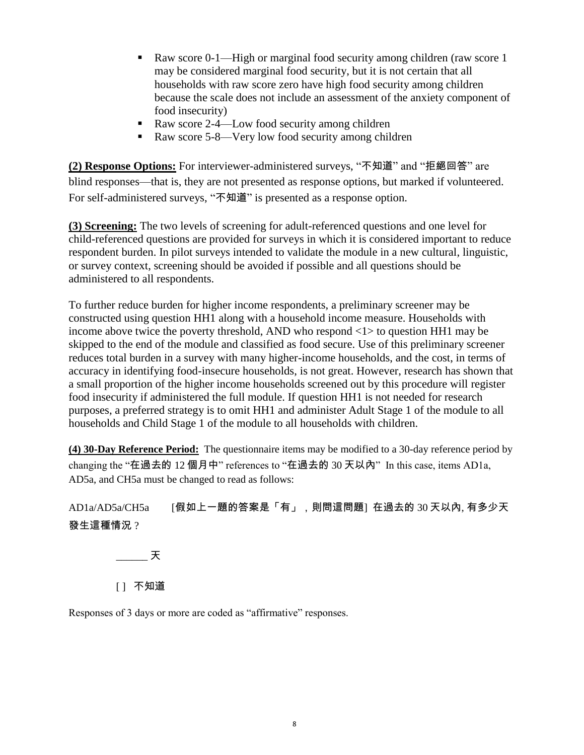- Raw score 0-1—High or marginal food security among children (raw score 1 may be considered marginal food security, but it is not certain that all households with raw score zero have high food security among children because the scale does not include an assessment of the anxiety component of food insecurity)
- Raw score 2-4—Low food security among children
- Raw score 5-8—Very low food security among children

**(2) Response Options:** For interviewer-administered surveys, "不知道" and "拒絕回答" are blind responses—that is, they are not presented as response options, but marked if volunteered. For self-administered surveys, "不知道" is presented as a response option.

**(3) Screening:** The two levels of screening for adult-referenced questions and one level for child-referenced questions are provided for surveys in which it is considered important to reduce respondent burden. In pilot surveys intended to validate the module in a new cultural, linguistic, or survey context, screening should be avoided if possible and all questions should be administered to all respondents.

To further reduce burden for higher income respondents, a preliminary screener may be constructed using question HH1 along with a household income measure. Households with income above twice the poverty threshold, AND who respond <1> to question HH1 may be skipped to the end of the module and classified as food secure. Use of this preliminary screener reduces total burden in a survey with many higher-income households, and the cost, in terms of accuracy in identifying food-insecure households, is not great. However, research has shown that a small proportion of the higher income households screened out by this procedure will register food insecurity if administered the full module. If question HH1 is not needed for research purposes, a preferred strategy is to omit HH1 and administer Adult Stage 1 of the module to all households and Child Stage 1 of the module to all households with children.

**(4) 30-Day Reference Period:** The questionnaire items may be modified to a 30-day reference period by changing the "在過去的 12 個月中" references to "在過去的 30 天以內" In this case, items AD1a, AD5a, and CH5a must be changed to read as follows:

AD1a/AD5a/CH5a [假如上一題的答案是「有」，則問這問題] 在過去的 30 天以內, 有多少天發生這種情況？

______ 天

[ ] 不知道

Responses of 3 days or more are coded as "affirmative" responses.